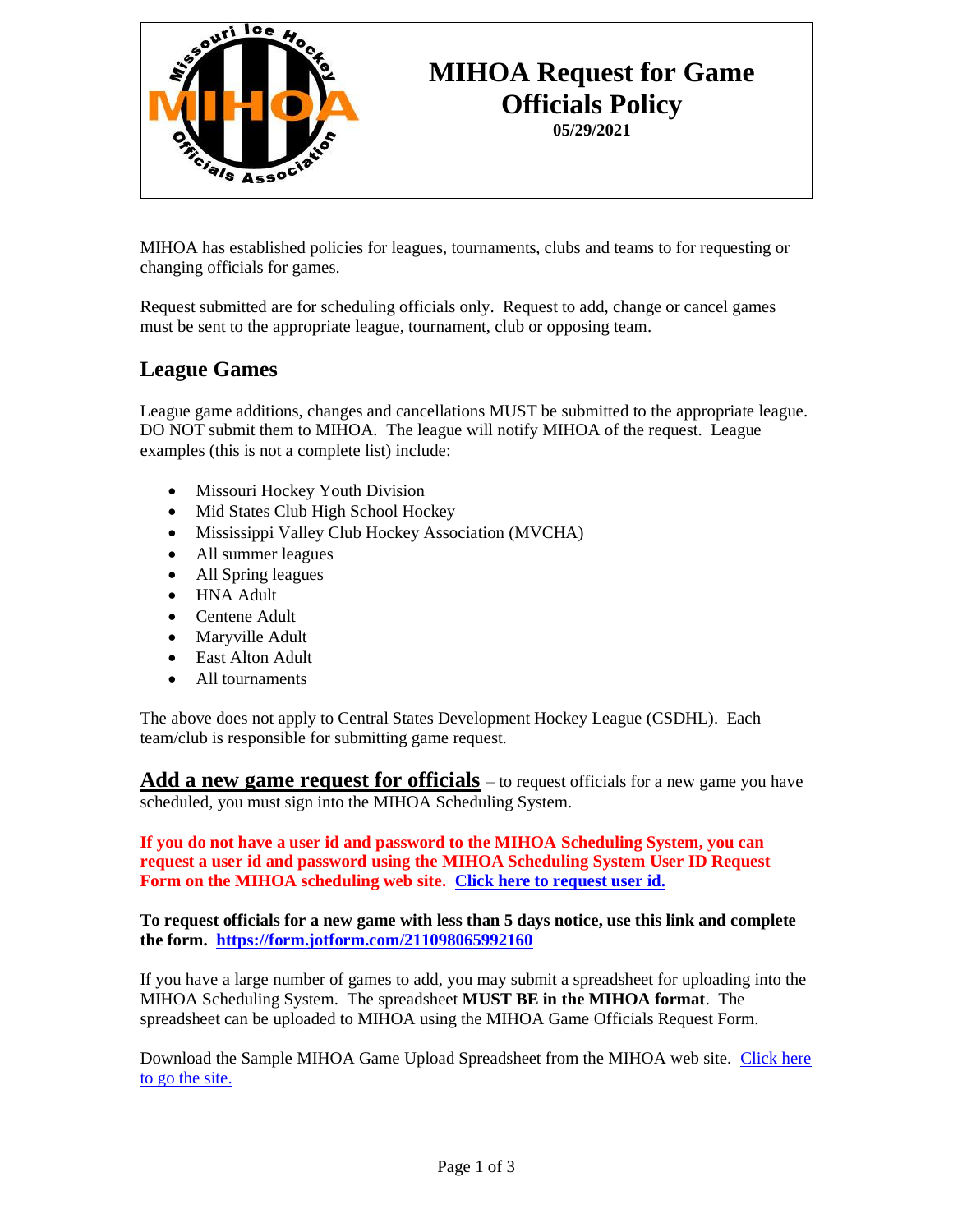# MIHOA Request for Game Officials Policy

**05/29/2021**

MIHOA has established policies for leagues, tournaments, clubs and teams to for requesting or changing officials for games.

Request submitted are for scheduling officials only. Request to add, change or cancel games must be sent to the appropriate league, tournament, club or opposing team.

## League Games

League game additions, changes and cancellations MUST be submitted to the appropriate league. DO NOT submit them to MIHOA. The league will notify MIHOA of the request. League examples (this is not a complete list) include:

- Missouri Hockey Youth Division
- Mid States Club High School Hockey
- Mississippi Valley Club Hockey Association (MVCHA)
- All summer leagues
- All Spring leagues
- HNA Adult
- Centene Adult
- Maryville Adult
- East Alton Adult
- All tournaments

The above does not apply to Central States Development Hockey League (CSDHL). Each team/club is responsible for submitting game request.

**Add a new game request for officials** – to request officials for a new game you have scheduled, you must sign into the MIHOA Scheduling System.

**If you do not have a user id and password to the MIHOA Scheduling System, you can request a user id and password using the MIHOA Scheduling System User ID Request Form on the MIHOA scheduling web site. Click here to request user id.**

**To request officials for a new game with less than 5 days notice, use this link and complete the form. https://form.jotform.com/211098065992160**

If you have a large number of games to add, you may submit a spreadsheet for uploading into the MIHOA Scheduling System. The spreadsheet **MUST BE in the MIHOA format**. The spreadsheet can be uploaded to MIHOA using the MIHOA Game Officials Request Form.

Download the Sample MIHOA Game Upload Spreadsheet from the MIHOA web site. Click here to go the site.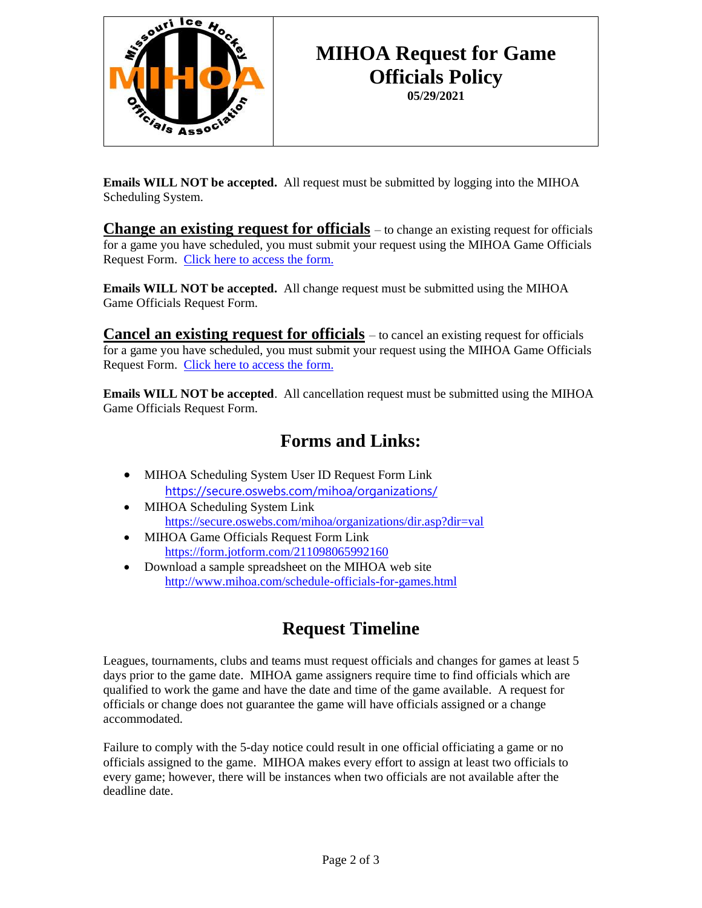# MIHOA Request for Game Officials Policy

**05/29/2021**

**Emails WILL NOT be accepted.** All request must be submitted by logging into the MIHOA Scheduling System.

**Change an existing request for officials** – to change an existing request for officials for a game you have scheduled, you must submit your request using the MIHOA Game Officials Request Form. Click here to access the form.

**Emails WILL NOT be accepted.** All change request must be submitted using the MIHOA Game Officials Request Form.

**Cancel an existing request for officials** – to cancel an existing request for officials for a game you have scheduled, you must submit your request using the MIHOA Game Officials Request Form. Click here to access the form.

**Emails WILL NOT be accepted**. All cancellation request must be submitted using the MIHOA Game Officials Request Form.

## Forms and Links:

- MIHOA Scheduling System User ID Request Form Link
  https://secure.oswebs.com/mihoa/organizations/
- MIHOA Scheduling System Link
  https://secure.oswebs.com/mihoa/organizations/dir.asp?dir=val
- MIHOA Game Officials Request Form Link
  https://form.jotform.com/211098065992160
- Download a sample spreadsheet on the MIHOA web site
  http://www.mihoa.com/schedule-officials-for-games.html

## Request Timeline

Leagues, tournaments, clubs and teams must request officials and changes for games at least 5 days prior to the game date. MIHOA game assigners require time to find officials which are qualified to work the game and have the date and time of the game available. A request for officials or change does not guarantee the game will have officials assigned or a change accommodated.

Failure to comply with the 5-day notice could result in one official officiating a game or no officials assigned to the game. MIHOA makes every effort to assign at least two officials to every game; however, there will be instances when two officials are not available after the deadline date.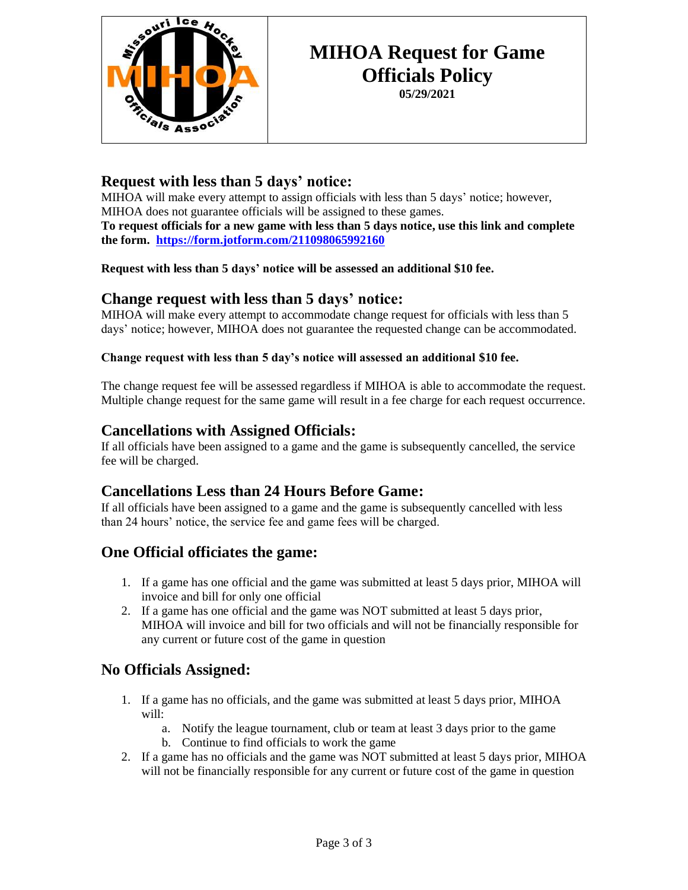# MIHOA Request for Game Officials Policy

**05/29/2021**

## Request with less than 5 days' notice:

MIHOA will make every attempt to assign officials with less than 5 days' notice; however, MIHOA does not guarantee officials will be assigned to these games.

**To request officials for a new game with less than 5 days notice, use this link and complete the form. [https://form.jotform.com/211098065992160](https://form.jotform.com/211098065992160)**

**Request with less than 5 days' notice will be assessed an additional $10 fee.**

## Change request with less than 5 days' notice:

MIHOA will make every attempt to accommodate change request for officials with less than 5 days' notice; however, MIHOA does not guarantee the requested change can be accommodated.

**Change request with less than 5 day's notice will assessed an additional $10 fee.**

The change request fee will be assessed regardless if MIHOA is able to accommodate the request. Multiple change request for the same game will result in a fee charge for each request occurrence.

## Cancellations with Assigned Officials:

If all officials have been assigned to a game and the game is subsequently cancelled, the service fee will be charged.

## Cancellations Less than 24 Hours Before Game:

If all officials have been assigned to a game and the game is subsequently cancelled with less than 24 hours' notice, the service fee and game fees will be charged.

## One Official officiates the game:

1. If a game has one official and the game was submitted at least 5 days prior, MIHOA will invoice and bill for only one official
2. If a game has one official and the game was NOT submitted at least 5 days prior, MIHOA will invoice and bill for two officials and will not be financially responsible for any current or future cost of the game in question

## No Officials Assigned:

1. If a game has no officials, and the game was submitted at least 5 days prior, MIHOA will:
   a. Notify the league tournament, club or team at least 3 days prior to the game
   b. Continue to find officials to work the game
2. If a game has no officials and the game was NOT submitted at least 5 days prior, MIHOA will not be financially responsible for any current or future cost of the game in question